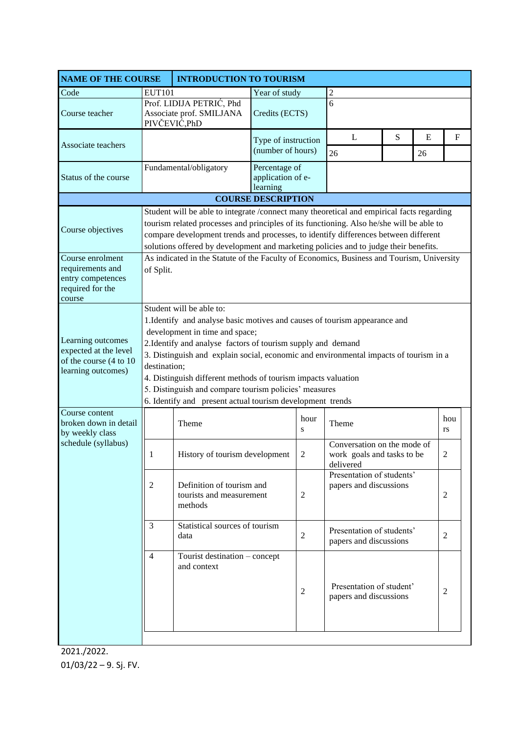| NAME OF THE COURSE | INTRODUCTION TO TOURISM | | | | | |
|---|---|---|---|---|---|---|
| Code | EUT101 | Year of study | 2 | | | |
| Course teacher | Prof. LIDIJA PETRIĆ, Phd Associate prof. SMILJANA PIVČEVIĆ,PhD | Credits (ECTS) | 6 | | | |
| Associate teachers | | Type of instruction (number of hours) | L | S | E | F |
| | | | 26 | | 26 | |
| Status of the course | Fundamental/obligatory | Percentage of application of e-learning | | | | |

**COURSE DESCRIPTION**

| | |
|---|---|
| Course objectives | Student will be able to integrate /connect many theoretical and empirical facts regarding tourism related processes and principles of its functioning. Also he/she will be able to compare development trends and processes, to identify differences between different solutions offered by development and marketing policies and to judge their benefits. |
| Course enrolment requirements and entry competences required for the course | As indicated in the Statute of the Faculty of Economics, Business and Tourism, University of Split. |
| Learning outcomes expected at the level of the course (4 to 10 learning outcomes) | Student will be able to:<br>1.Identify and analyse basic motives and causes of tourism appearance and development in time and space;<br>2.Identify and analyse factors of tourism supply and demand<br>3. Distinguish and explain social, economic and environmental impacts of tourism in a destination;<br>4. Distinguish different methods of tourism impacts valuation<br>5. Distinguish and compare tourism policies' measures<br>6. Identify and present actual tourism development trends |

Course content broken down in detail by weekly class schedule (syllabus)

| | Theme | hours | Theme | hours |
|---|---|---|---|---|
| 1 | History of tourism development | 2 | Conversation on the mode of work goals and tasks to be delivered | 2 |
| 2 | Definition of tourism and tourists and measurement methods | 2 | Presentation of students' papers and discussions | 2 |
| 3 | Statistical sources of tourism data | 2 | Presentation of students' papers and discussions | 2 |
| 4 | Tourist destination – concept and context | 2 | Presentation of student' papers and discussions | 2 |

2021./2022.
01/03/22 – 9. Sj. FV.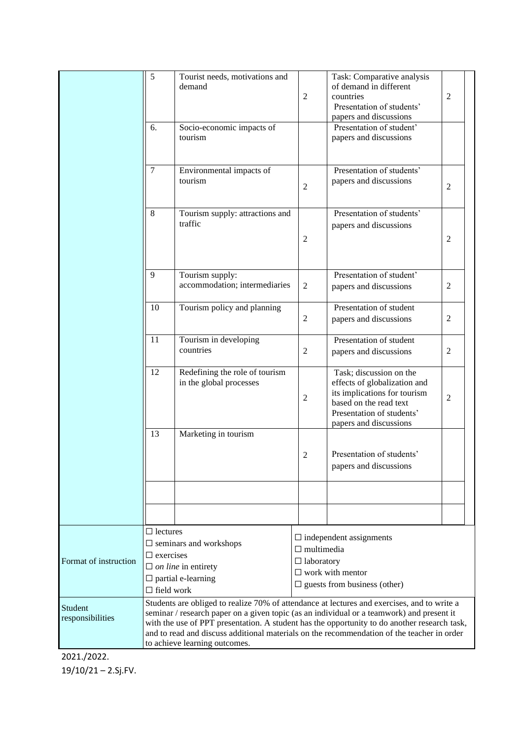| | | | | | |
|---|---|---|---|---|---|
| | 5 | Tourist needs, motivations and demand | 2 | Task: Comparative analysis of demand in different countries<br>Presentation of students' papers and discussions | 2 |
| | 6. | Socio-economic impacts of tourism | | Presentation of student' papers and discussions | |
| | 7 | Environmental impacts of tourism | 2 | Presentation of students' papers and discussions | 2 |
| | 8 | Tourism supply: attractions and traffic | 2 | Presentation of students' papers and discussions | 2 |
| | 9 | Tourism supply: accommodation; intermediaries | 2 | Presentation of student' papers and discussions | 2 |
| | 10 | Tourism policy and planning | 2 | Presentation of student papers and discussions | 2 |
| | 11 | Tourism in developing countries | 2 | Presentation of student papers and discussions | 2 |
| | 12 | Redefining the role of tourism in the global processes | 2 | Task; discussion on the effects of globalization and its implications for tourism based on the read text<br>Presentation of students' papers and discussions | 2 |
| | 13 | Marketing in tourism | 2 | Presentation of students' papers and discussions | |
| | | | | | |
| | | | | | |
| Format of instruction | ☐ lectures<br>☐ seminars and workshops<br>☐ exercises<br>☐ *on line* in entirety<br>☐ partial e-learning<br>☐ field work | | ☐ independent assignments<br>☐ multimedia<br>☐ laboratory<br>☐ work with mentor<br>☐ guests from business (other) | | |
| Student responsibilities | Students are obliged to realize 70% of attendance at lectures and exercises, and to write a seminar / research paper on a given topic (as an individual or a teamwork) and present it with the use of PPT presentation. A student has the opportunity to do another research task, and to read and discuss additional materials on the recommendation of the teacher in order to achieve learning outcomes. | | | | |

2021./2022.

19/10/21 – 2.Sj.FV.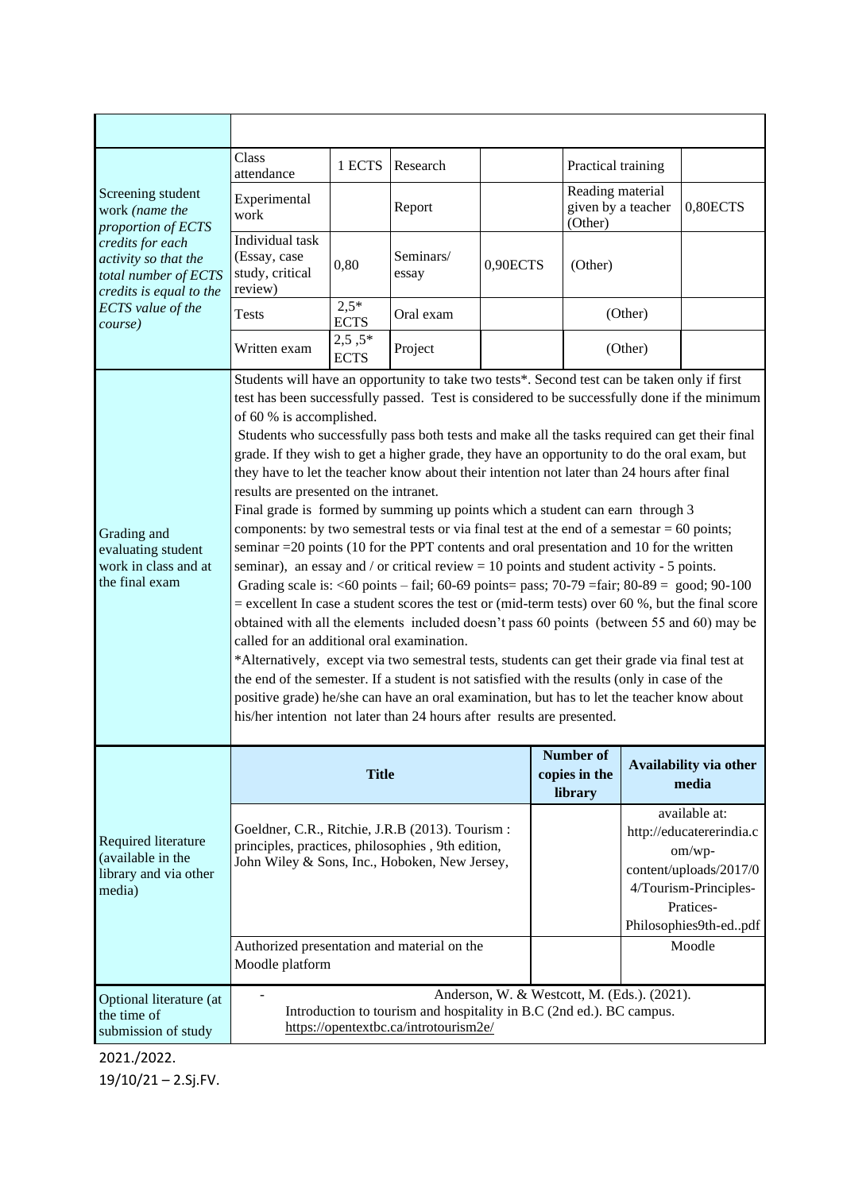| | | | | | | |
|---|---|---|---|---|---|---|
| | | | | | | |
| Screening student work *(name the proportion of ECTS credits for each activity so that the total number of ECTS credits is equal to the ECTS value of the course)* | Class attendance | 1 ECTS | Research | | Practical training | |
| | Experimental work | | Report | | Reading material given by a teacher (Other) | 0,80ECTS |
| | Individual task (Essay, case study, critical review) | 0,80 | Seminars/ essay | 0,90ECTS | (Other) | |
| | Tests | 2,5* ECTS | Oral exam | | (Other) | |
| | Written exam | 2,5 ,5* ECTS | Project | | (Other) | |
| Grading and evaluating student work in class and at the final exam | Students will have an opportunity to take two tests*. Second test can be taken only if first test has been successfully passed. Test is considered to be successfully done if the minimum of 60 % is accomplished.<br>Students who successfully pass both tests and make all the tasks required can get their final grade. If they wish to get a higher grade, they have an opportunity to do the oral exam, but they have to let the teacher know about their intention not later than 24 hours after final results are presented on the intranet.<br>Final grade is formed by summing up points which a student can earn through 3 components: by two semestral tests or via final test at the end of a semestar = 60 points; seminar =20 points (10 for the PPT contents and oral presentation and 10 for the written seminar), an essay and / or critical review = 10 points and student activity - 5 points.<br>Grading scale is: <60 points – fail; 60-69 points= pass; 70-79 =fair; 80-89 = good; 90-100 = excellent In case a student scores the test or (mid-term tests) over 60 %, but the final score obtained with all the elements included doesn't pass 60 points (between 55 and 60) may be called for an additional oral examination.<br>*Alternatively, except via two semestral tests, students can get their grade via final test at the end of the semester. If a student is not satisfied with the results (only in case of the positive grade) he/she can have an oral examination, but has to let the teacher know about his/her intention not later than 24 hours after results are presented. | | | | | |

| Required literature (available in the library and via other media) | **Title** | **Number of copies in the library** | **Availability via other media** |
|---|---|---|---|
| | Goeldner, C.R., Ritchie, J.R.B (2013). Tourism : principles, practices, philosophies , 9th edition, John Wiley & Sons, Inc., Hoboken, New Jersey, | | available at: http://educatererindia.com/wp-content/uploads/2017/04/Tourism-Principles-Pratices-Philosophies9th-ed..pdf |
| | Authorized presentation and material on the Moodle platform | | Moodle |
| Optional literature (at the time of submission of study | - Anderson, W. & Westcott, M. (Eds.). (2021). Introduction to tourism and hospitality in B.C (2nd ed.). BC campus. https://opentextbc.ca/introtourism2e/ | | |

2021./2022.
19/10/21 – 2.Sj.FV.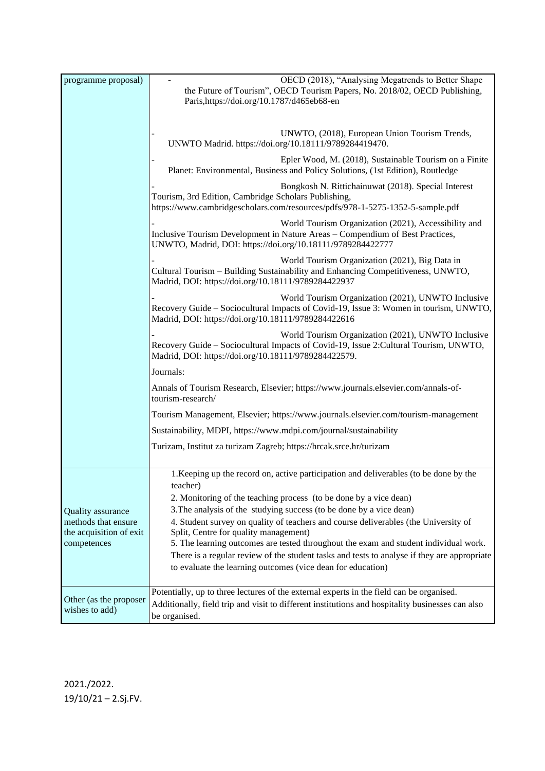| | |
|---|---|
| programme proposal) | - OECD (2018), "Analysing Megatrends to Better Shape the Future of Tourism", OECD Tourism Papers, No. 2018/02, OECD Publishing, Paris,https://doi.org/10.1787/d465eb68-en<br><br>- UNWTO, (2018), European Union Tourism Trends, UNWTO Madrid. https://doi.org/10.18111/9789284419470.<br><br>- Epler Wood, M. (2018), Sustainable Tourism on a Finite Planet: Environmental, Business and Policy Solutions, (1st Edition), Routledge<br><br>- Bongkosh N. Rittichainuwat (2018). Special Interest Tourism, 3rd Edition, Cambridge Scholars Publishing, https://www.cambridgescholars.com/resources/pdfs/978-1-5275-1352-5-sample.pdf<br><br>- World Tourism Organization (2021), Accessibility and Inclusive Tourism Development in Nature Areas – Compendium of Best Practices, UNWTO, Madrid, DOI: https://doi.org/10.18111/9789284422777<br><br>- World Tourism Organization (2021), Big Data in Cultural Tourism – Building Sustainability and Enhancing Competitiveness, UNWTO, Madrid, DOI: https://doi.org/10.18111/9789284422937<br><br>- World Tourism Organization (2021), UNWTO Inclusive Recovery Guide – Sociocultural Impacts of Covid-19, Issue 3: Women in tourism, UNWTO, Madrid, DOI: https://doi.org/10.18111/9789284422616<br><br>- World Tourism Organization (2021), UNWTO Inclusive Recovery Guide – Sociocultural Impacts of Covid-19, Issue 2:Cultural Tourism, UNWTO, Madrid, DOI: https://doi.org/10.18111/9789284422579.<br><br>Journals:<br><br>Annals of Tourism Research, Elsevier; https://www.journals.elsevier.com/annals-of-tourism-research/<br><br>Tourism Management, Elsevier; https://www.journals.elsevier.com/tourism-management<br><br>Sustainability, MDPI, https://www.mdpi.com/journal/sustainability<br><br>Turizam, Institut za turizam Zagreb; https://hrcak.srce.hr/turizam |
| Quality assurance methods that ensure the acquisition of exit competences | 1.Keeping up the record on, active participation and deliverables (to be done by the teacher)<br>2. Monitoring of the teaching process (to be done by a vice dean)<br>3.The analysis of the studying success (to be done by a vice dean)<br>4. Student survey on quality of teachers and course deliverables (the University of Split, Centre for quality management)<br>5. The learning outcomes are tested throughout the exam and student individual work. There is a regular review of the student tasks and tests to analyse if they are appropriate to evaluate the learning outcomes (vice dean for education) |
| Other (as the proposer wishes to add) | Potentially, up to three lectures of the external experts in the field can be organised. Additionally, field trip and visit to different institutions and hospitality businesses can also be organised. |

2021./2022.
19/10/21 – 2.Sj.FV.